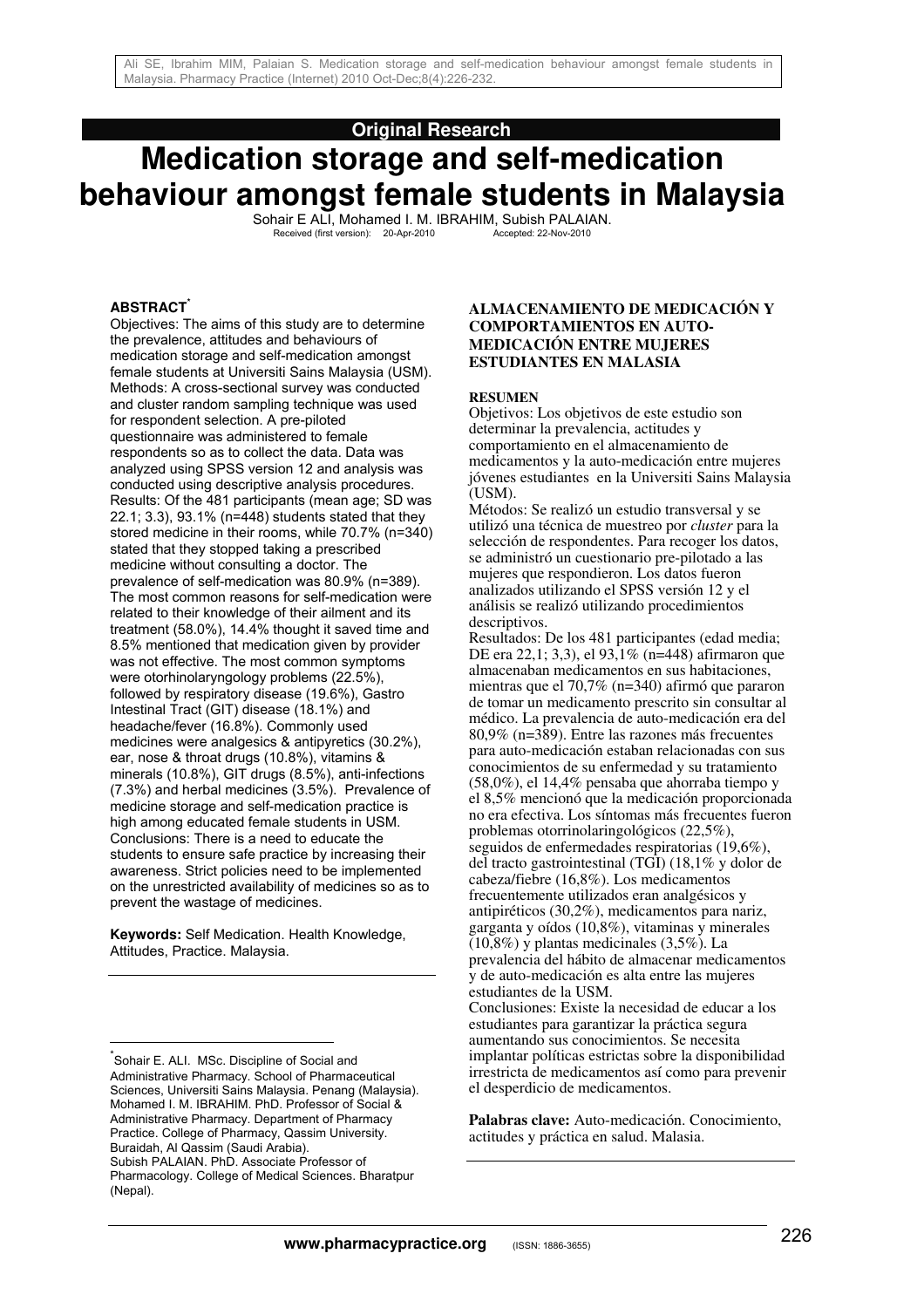**Original Research**

# Medication storage and self-medication behaviour amongst female students in Malaysia

Sohair E ALI, Mohamed I. M. IBRAHIM, Subish PALAIAN.

Received (first version): 20-Apr-2010 Accepted: 22-Nov-2010

## ABSTRACT[*]

Objectives: The aims of this study are to determine the prevalence, attitudes and behaviours of medication storage and self-medication amongst female students at Universiti Sains Malaysia (USM).
Methods: A cross-sectional survey was conducted and cluster random sampling technique was used for respondent selection. A pre-piloted questionnaire was administered to female respondents so as to collect the data. Data was analyzed using SPSS version 12 and analysis was conducted using descriptive analysis procedures.
Results: Of the 481 participants (mean age; SD was 22.1; 3.3), 93.1% (n=448) students stated that they stored medicine in their rooms, while 70.7% (n=340) stated that they stopped taking a prescribed medicine without consulting a doctor. The prevalence of self-medication was 80.9% (n=389). The most common reasons for self-medication were related to their knowledge of their ailment and its treatment (58.0%), 14.4% thought it saved time and 8.5% mentioned that medication given by provider was not effective. The most common symptoms were otorhinolaryngology problems (22.5%), followed by respiratory disease (19.6%), Gastro Intestinal Tract (GIT) disease (18.1%) and headache/fever (16.8%). Commonly used medicines were analgesics & antipyretics (30.2%), ear, nose & throat drugs (10.8%), vitamins & minerals (10.8%), GIT drugs (8.5%), anti-infections (7.3%) and herbal medicines (3.5%). Prevalence of medicine storage and self-medication practice is high among educated female students in USM.
Conclusions: There is a need to educate the students to ensure safe practice by increasing their awareness. Strict policies need to be implemented on the unrestricted availability of medicines so as to prevent the wastage of medicines.

**Keywords:** Self Medication. Health Knowledge, Attitudes, Practice. Malaysia.

## ALMACENAMIENTO DE MEDICACIÓN Y COMPORTAMIENTOS EN AUTO-MEDICACIÓN ENTRE MUJERES ESTUDIANTES EN MALASIA

### RESUMEN

Objetivos: Los objetivos de este estudio son determinar la prevalencia, actitudes y comportamiento en el almacenamiento de medicamentos y la auto-medicación entre mujeres jóvenes estudiantes en la Universiti Sains Malaysia (USM).
Métodos: Se realizó un estudio transversal y se utilizó una técnica de muestreo por *cluster* para la selección de respondentes. Para recoger los datos, se administró un cuestionario pre-pilotado a las mujeres que respondieron. Los datos fueron analizados utilizando el SPSS versión 12 y el análisis se realizó utilizando procedimientos descriptivos.
Resultados: De los 481 participantes (edad media; DE era 22,1; 3,3), el 93,1% (n=448) afirmaron que almacenaban medicamentos en sus habitaciones, mientras que el 70,7% (n=340) afirmó que pararon de tomar un medicamento prescrito sin consultar al médico. La prevalencia de auto-medicación era del 80,9% (n=389). Entre las razones más frecuentes para auto-medicación estaban relacionadas con sus conocimientos de su enfermedad y su tratamiento (58,0%), el 14,4% pensaba que ahorraba tiempo y el 8,5% mencionó que la medicación proporcionada no era efectiva. Los síntomas más frecuentes fueron problemas otorrinolaringológicos (22,5%), seguidos de enfermedades respiratorias (19,6%), del tracto gastrointestinal (TGI) (18,1% y dolor de cabeza/fiebre (16,8%). Los medicamentos frecuentemente utilizados eran analgésicos y antipiréticos (30,2%), medicamentos para nariz, garganta y oídos (10,8%), vitaminas y minerales (10,8%) y plantas medicinales (3,5%). La prevalencia del hábito de almacenar medicamentos y de auto-medicación es alta entre las mujeres estudiantes de la USM.
Conclusiones: Existe la necesidad de educar a los estudiantes para garantizar la práctica segura aumentando sus conocimientos. Se necesita implantar políticas estrictas sobre la disponibilidad irrestricta de medicamentos así como para prevenir el desperdicio de medicamentos.

**Palabras clave:** Auto-medicación. Conocimiento, actitudes y práctica en salud. Malasia.

---

[*] Sohair E. ALI. MSc. Discipline of Social and Administrative Pharmacy. School of Pharmaceutical Sciences, Universiti Sains Malaysia. Penang (Malaysia). Mohamed I. M. IBRAHIM. PhD. Professor of Social & Administrative Pharmacy. Department of Pharmacy Practice. College of Pharmacy, Qassim University. Buraidah, Al Qassim (Saudi Arabia). Subish PALAIAN. PhD. Associate Professor of Pharmacology. College of Medical Sciences. Bharatpur (Nepal).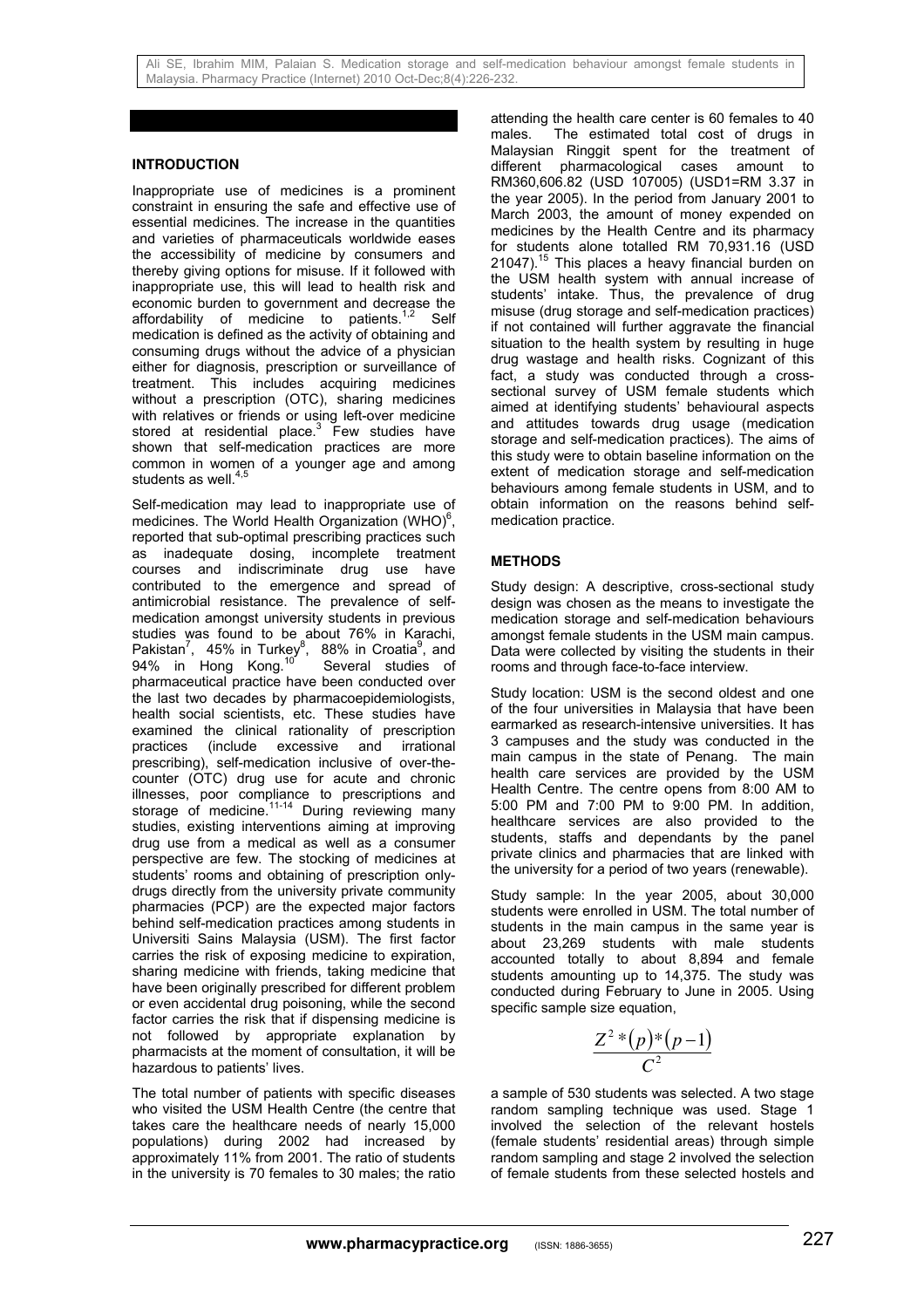## INTRODUCTION

Inappropriate use of medicines is a prominent constraint in ensuring the safe and effective use of essential medicines. The increase in the quantities and varieties of pharmaceuticals worldwide eases the accessibility of medicine by consumers and thereby giving options for misuse. If it followed with inappropriate use, this will lead to health risk and economic burden to government and decrease the affordability of medicine to patients.[1,2] Self medication is defined as the activity of obtaining and consuming drugs without the advice of a physician either for diagnosis, prescription or surveillance of treatment. This includes acquiring medicines without a prescription (OTC), sharing medicines with relatives or friends or using left-over medicine stored at residential place.[3] Few studies have shown that self-medication practices are more common in women of a younger age and among students as well.[4,5]

Self-medication may lead to inappropriate use of medicines. The World Health Organization (WHO)[6], reported that sub-optimal prescribing practices such as inadequate dosing, incomplete treatment courses and indiscriminate drug use have contributed to the emergence and spread of antimicrobial resistance. The prevalence of self-medication amongst university students in previous studies was found to be about 76% in Karachi, Pakistan[7], 45% in Turkey[8], 88% in Croatia[9], and 94% in Hong Kong.[10] Several studies of pharmaceutical practice have been conducted over the last two decades by pharmacoepidemiologists, health social scientists, etc. These studies have examined the clinical rationality of prescription practices (include excessive and irrational prescribing), self-medication inclusive of over-the-counter (OTC) drug use for acute and chronic illnesses, poor compliance to prescriptions and storage of medicine.[11-14] During reviewing many studies, existing interventions aiming at improving drug use from a medical as well as a consumer perspective are few. The stocking of medicines at students' rooms and obtaining of prescription only-drugs directly from the university private community pharmacies (PCP) are the expected major factors behind self-medication practices among students in Universiti Sains Malaysia (USM). The first factor carries the risk of exposing medicine to expiration, sharing medicine with friends, taking medicine that have been originally prescribed for different problem or even accidental drug poisoning, while the second factor carries the risk that if dispensing medicine is not followed by appropriate explanation by pharmacists at the moment of consultation, it will be hazardous to patients' lives.

The total number of patients with specific diseases who visited the USM Health Centre (the centre that takes care the healthcare needs of nearly 15,000 populations) during 2002 had increased by approximately 11% from 2001. The ratio of students in the university is 70 females to 30 males; the ratio attending the health care center is 60 females to 40 males. The estimated total cost of drugs in Malaysian Ringgit spent for the treatment of different pharmacological cases amount to RM360,606.82 (USD 107005) (USD1=RM 3.37 in the year 2005). In the period from January 2001 to March 2003, the amount of money expended on medicines by the Health Centre and its pharmacy for students alone totalled RM 70,931.16 (USD 21047).[15] This places a heavy financial burden on the USM health system with annual increase of students' intake. Thus, the prevalence of drug misuse (drug storage and self-medication practices) if not contained will further aggravate the financial situation to the health system by resulting in huge drug wastage and health risks. Cognizant of this fact, a study was conducted through a cross-sectional survey of USM female students which aimed at identifying students' behavioural aspects and attitudes towards drug usage (medication storage and self-medication practices). The aims of this study were to obtain baseline information on the extent of medication storage and self-medication behaviours among female students in USM, and to obtain information on the reasons behind self-medication practice.

## METHODS

Study design: A descriptive, cross-sectional study design was chosen as the means to investigate the medication storage and self-medication behaviours amongst female students in the USM main campus. Data were collected by visiting the students in their rooms and through face-to-face interview.

Study location: USM is the second oldest and one of the four universities in Malaysia that have been earmarked as research-intensive universities. It has 3 campuses and the study was conducted in the main campus in the state of Penang. The main health care services are provided by the USM Health Centre. The centre opens from 8:00 AM to 5:00 PM and 7:00 PM to 9:00 PM. In addition, healthcare services are also provided to the students, staffs and dependants by the panel private clinics and pharmacies that are linked with the university for a period of two years (renewable).

Study sample: In the year 2005, about 30,000 students were enrolled in USM. The total number of students in the main campus in the same year is about 23,269 students with male students accounted totally to about 8,894 and female students amounting up to 14,375. The study was conducted during February to June in 2005. Using specific sample size equation,

$$\frac{Z^2 * (p) * (p-1)}{C^2}$$

a sample of 530 students was selected. A two stage random sampling technique was used. Stage 1 involved the selection of the relevant hostels (female students' residential areas) through simple random sampling and stage 2 involved the selection of female students from these selected hostels and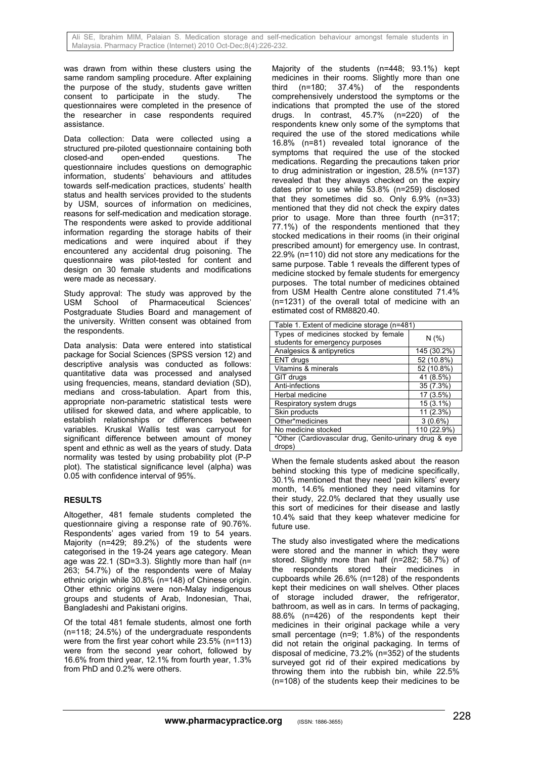was drawn from within these clusters using the same random sampling procedure. After explaining the purpose of the study, students gave written consent to participate in the study. The questionnaires were completed in the presence of the researcher in case respondents required assistance.

Data collection: Data were collected using a structured pre-piloted questionnaire containing both closed-and open-ended questions. The questionnaire includes questions on demographic information, students' behaviours and attitudes towards self-medication practices, students' health status and health services provided to the students by USM, sources of information on medicines, reasons for self-medication and medication storage. The respondents were asked to provide additional information regarding the storage habits of their medications and were inquired about if they encountered any accidental drug poisoning. The questionnaire was pilot-tested for content and design on 30 female students and modifications were made as necessary.

Study approval: The study was approved by the USM School of Pharmaceutical Sciences' Postgraduate Studies Board and management of the university. Written consent was obtained from the respondents.

Data analysis: Data were entered into statistical package for Social Sciences (SPSS version 12) and descriptive analysis was conducted as follows: quantitative data was processed and analysed using frequencies, means, standard deviation (SD), medians and cross-tabulation. Apart from this, appropriate non-parametric statistical tests were utilised for skewed data, and where applicable, to establish relationships or differences between variables. Kruskal Wallis test was carryout for significant difference between amount of money spent and ethnic as well as the years of study. Data normality was tested by using probability plot (P-P plot). The statistical significance level (alpha) was 0.05 with confidence interval of 95%.

## RESULTS

Altogether, 481 female students completed the questionnaire giving a response rate of 90.76%. Respondents' ages varied from 19 to 54 years. Majority (n=429; 89.2%) of the students were categorised in the 19-24 years age category. Mean age was 22.1 (SD=3.3). Slightly more than half (n= 263; 54.7%) of the respondents were of Malay ethnic origin while 30.8% (n=148) of Chinese origin. Other ethnic origins were non-Malay indigenous groups and students of Arab, Indonesian, Thai, Bangladeshi and Pakistani origins.

Of the total 481 female students, almost one forth (n=118; 24.5%) of the undergraduate respondents were from the first year cohort while 23.5% (n=113) were from the second year cohort, followed by 16.6% from third year, 12.1% from fourth year, 1.3% from PhD and 0.2% were others.

Majority of the students (n=448; 93.1%) kept medicines in their rooms. Slightly more than one third (n=180; 37.4%) of the respondents comprehensively understood the symptoms or the indications that prompted the use of the stored drugs. In contrast, 45.7% (n=220) of the respondents knew only some of the symptoms that required the use of the stored medications while 16.8% (n=81) revealed total ignorance of the symptoms that required the use of the stocked medications. Regarding the precautions taken prior to drug administration or ingestion, 28.5% (n=137) revealed that they always checked on the expiry dates prior to use while 53.8% (n=259) disclosed that they sometimes did so. Only 6.9% (n=33) mentioned that they did not check the expiry dates prior to usage. More than three fourth (n=317; 77.1%) of the respondents mentioned that they stocked medications in their rooms (in their original prescribed amount) for emergency use. In contrast, 22.9% (n=110) did not store any medications for the same purpose. Table 1 reveals the different types of medicine stocked by female students for emergency purposes. The total number of medicines obtained from USM Health Centre alone constituted 71.4% (n=1231) of the overall total of medicine with an estimated cost of RM8820.40.

Table 1. Extent of medicine storage (n=481)

| Types of medicines stocked by female students for emergency purposes | N (%) |
|---|---|
| Analgesics & antipyretics | 145 (30.2%) |
| ENT drugs | 52 (10.8%) |
| Vitamins & minerals | 52 (10.8%) |
| GIT drugs | 41 (8.5%) |
| Anti-infections | 35 (7.3%) |
| Herbal medicine | 17 (3.5%) |
| Respiratory system drugs | 15 (3.1%) |
| Skin products | 11 (2.3%) |
| Other*medicines | 3 (0.6%) |
| No medicine stocked | 110 (22.9%) |

*Other (Cardiovascular drug, Genito-urinary drug & eye drops)

When the female students asked about the reason behind stocking this type of medicine specifically, 30.1% mentioned that they need 'pain killers' every month, 14.6% mentioned they need vitamins for their study, 22.0% declared that they usually use this sort of medicines for their disease and lastly 10.4% said that they keep whatever medicine for future use.

The study also investigated where the medications were stored and the manner in which they were stored. Slightly more than half (n=282; 58.7%) of the respondents stored their medicines in cupboards while 26.6% (n=128) of the respondents kept their medicines on wall shelves. Other places of storage included drawer, the refrigerator, bathroom, as well as in cars. In terms of packaging, 88.6% (n=426) of the respondents kept their medicines in their original package while a very small percentage (n=9; 1.8%) of the respondents did not retain the original packaging. In terms of disposal of medicine, 73.2% (n=352) of the students surveyed got rid of their expired medications by throwing them into the rubbish bin, while 22.5% (n=108) of the students keep their medicines to be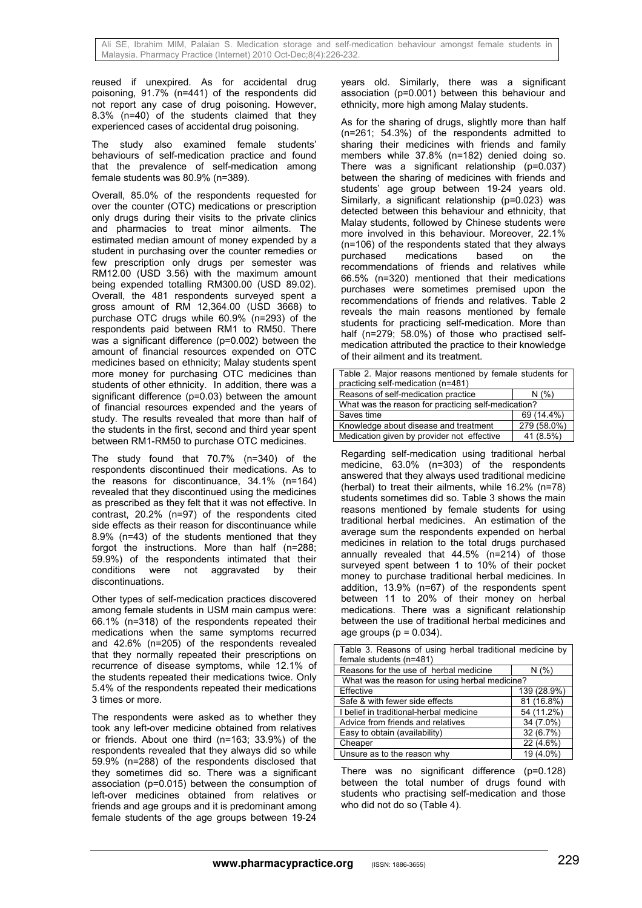reused if unexpired. As for accidental drug poisoning, 91.7% (n=441) of the respondents did not report any case of drug poisoning. However, 8.3% (n=40) of the students claimed that they experienced cases of accidental drug poisoning.

The study also examined female students' behaviours of self-medication practice and found that the prevalence of self-medication among female students was 80.9% (n=389).

Overall, 85.0% of the respondents requested for over the counter (OTC) medications or prescription only drugs during their visits to the private clinics and pharmacies to treat minor ailments. The estimated median amount of money expended by a student in purchasing over the counter remedies or few prescription only drugs per semester was RM12.00 (USD 3.56) with the maximum amount being expended totalling RM300.00 (USD 89.02). Overall, the 481 respondents surveyed spent a gross amount of RM 12,364.00 (USD 3668) to purchase OTC drugs while 60.9% (n=293) of the respondents paid between RM1 to RM50. There was a significant difference (p=0.002) between the amount of financial resources expended on OTC medicines based on ethnicity; Malay students spent more money for purchasing OTC medicines than students of other ethnicity. In addition, there was a significant difference (p=0.03) between the amount of financial resources expended and the years of study. The results revealed that more than half of the students in the first, second and third year spent between RM1-RM50 to purchase OTC medicines.

The study found that 70.7% (n=340) of the respondents discontinued their medications. As to the reasons for discontinuance, 34.1% (n=164) revealed that they discontinued using the medicines as prescribed as they felt that it was not effective. In contrast, 20.2% (n=97) of the respondents cited side effects as their reason for discontinuance while 8.9% (n=43) of the students mentioned that they forgot the instructions. More than half (n=288; 59.9%) of the respondents intimated that their conditions were not aggravated by their discontinuations.

Other types of self-medication practices discovered among female students in USM main campus were: 66.1% (n=318) of the respondents repeated their medications when the same symptoms recurred and 42.6% (n=205) of the respondents revealed that they normally repeated their prescriptions on recurrence of disease symptoms, while 12.1% of the students repeated their medications twice. Only 5.4% of the respondents repeated their medications 3 times or more.

The respondents were asked as to whether they took any left-over medicine obtained from relatives or friends. About one third (n=163; 33.9%) of the respondents revealed that they always did so while 59.9% (n=288) of the respondents disclosed that they sometimes did so. There was a significant association (p=0.015) between the consumption of left-over medicines obtained from relatives or friends and age groups and it is predominant among female students of the age groups between 19-24 years old. Similarly, there was a significant association (p=0.001) between this behaviour and ethnicity, more high among Malay students.

As for the sharing of drugs, slightly more than half (n=261; 54.3%) of the respondents admitted to sharing their medicines with friends and family members while 37.8% (n=182) denied doing so. There was a significant relationship (p=0.037) between the sharing of medicines with friends and students' age group between 19-24 years old. Similarly, a significant relationship (p=0.023) was detected between this behaviour and ethnicity, that Malay students, followed by Chinese students were more involved in this behaviour. Moreover, 22.1% (n=106) of the respondents stated that they always purchased medications based on the recommendations of friends and relatives while 66.5% (n=320) mentioned that their medications purchases were sometimes premised upon the recommendations of friends and relatives. Table 2 reveals the main reasons mentioned by female students for practicing self-medication. More than half (n=279; 58.0%) of those who practised self-medication attributed the practice to their knowledge of their ailment and its treatment.

Table 2. Major reasons mentioned by female students for practicing self-medication (n=481)

| Reasons of self-medication practice | N (%) |
|---|---|
| What was the reason for practicing self-medication? | |
| Saves time | 69 (14.4%) |
| Knowledge about disease and treatment | 279 (58.0%) |
| Medication given by provider not effective | 41 (8.5%) |

Regarding self-medication using traditional herbal medicine, 63.0% (n=303) of the respondents answered that they always used traditional medicine (herbal) to treat their ailments, while 16.2% (n=78) students sometimes did so. Table 3 shows the main reasons mentioned by female students for using traditional herbal medicines. An estimation of the average sum the respondents expended on herbal medicines in relation to the total drugs purchased annually revealed that 44.5% (n=214) of those surveyed spent between 1 to 10% of their pocket money to purchase traditional herbal medicines. In addition, 13.9% (n=67) of the respondents spent between 11 to 20% of their money on herbal medications. There was a significant relationship between the use of traditional herbal medicines and age groups (p = 0.034).

Table 3. Reasons of using herbal traditional medicine by female students (n=481)

| Reasons for the use of herbal medicine | N (%) |
|---|---|
| What was the reason for using herbal medicine? | |
| Effective | 139 (28.9%) |
| Safe & with fewer side effects | 81 (16.8%) |
| I belief in traditional-herbal medicine | 54 (11.2%) |
| Advice from friends and relatives | 34 (7.0%) |
| Easy to obtain (availability) | 32 (6.7%) |
| Cheaper | 22 (4.6%) |
| Unsure as to the reason why | 19 (4.0%) |

There was no significant difference (p=0.128) between the total number of drugs found with students who practising self-medication and those who did not do so (Table 4).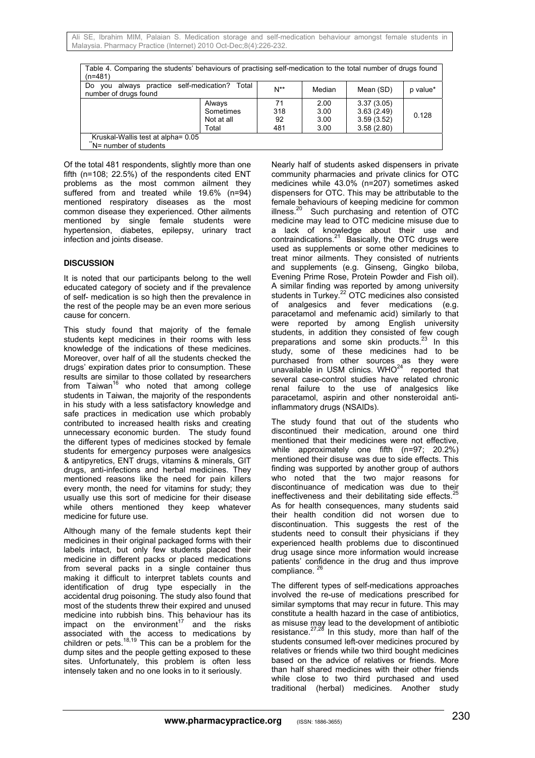Table 4. Comparing the students' behaviours of practising self-medication to the total number of drugs found (n=481)

| Do you always practice self-medication? Total number of drugs found | | N** | Median | Mean (SD) | p value* |
|---|---|---|---|---|---|
| | Always | 71 | 2.00 | 3.37 (3.05) | 0.128 |
| | Sometimes | 318 | 3.00 | 3.63 (2.49) | |
| | Not at all | 92 | 3.00 | 3.59 (3.52) | |
| | Total | 481 | 3.00 | 3.58 (2.80) | |

*Kruskal-Wallis test at alpha= 0.05
**N= number of students

Of the total 481 respondents, slightly more than one fifth (n=108; 22.5%) of the respondents cited ENT problems as the most common ailment they suffered from and treated while 19.6% (n=94) mentioned respiratory diseases as the most common disease they experienced. Other ailments mentioned by single female students were hypertension, diabetes, epilepsy, urinary tract infection and joints disease.

## DISCUSSION

It is noted that our participants belong to the well educated category of society and if the prevalence of self- medication is so high then the prevalence in the rest of the people may be an even more serious cause for concern.

This study found that majority of the female students kept medicines in their rooms with less knowledge of the indications of these medicines. Moreover, over half of all the students checked the drugs' expiration dates prior to consumption. These results are similar to those collated by researchers from Taiwan[16] who noted that among college students in Taiwan, the majority of the respondents in his study with a less satisfactory knowledge and safe practices in medication use which probably contributed to increased health risks and creating unnecessary economic burden. The study found the different types of medicines stocked by female students for emergency purposes were analgesics & antipyretics, ENT drugs, vitamins & minerals, GIT drugs, anti-infections and herbal medicines. They mentioned reasons like the need for pain killers every month, the need for vitamins for study; they usually use this sort of medicine for their disease while others mentioned they keep whatever medicine for future use.

Although many of the female students kept their medicines in their original packaged forms with their labels intact, but only few students placed their medicine in different packs or placed medications from several packs in a single container thus making it difficult to interpret tablets counts and identification of drug type especially in the accidental drug poisoning. The study also found that most of the students threw their expired and unused medicine into rubbish bins. This behaviour has its impact on the environment[17] and the risks associated with the access to medications by children or pets.[18,19] This can be a problem for the dump sites and the people getting exposed to these sites. Unfortunately, this problem is often less intensely taken and no one looks in to it seriously.

Nearly half of students asked dispensers in private community pharmacies and private clinics for OTC medicines while 43.0% (n=207) sometimes asked dispensers for OTC. This may be attributable to the female behaviours of keeping medicine for common illness.[20] Such purchasing and retention of OTC medicine may lead to OTC medicine misuse due to a lack of knowledge about their use and contraindications.[21] Basically, the OTC drugs were used as supplements or some other medicines to treat minor ailments. They consisted of nutrients and supplements (e.g. Ginseng, Gingko biloba, Evening Prime Rose, Protein Powder and Fish oil). A similar finding was reported by among university students in Turkey.[22] OTC medicines also consisted of analgesics and fever medications (e.g. paracetamol and mefenamic acid) similarly to that were reported by among English university students, in addition they consisted of few cough preparations and some skin products.[23] In this study, some of these medicines had to be purchased from other sources as they were unavailable in USM clinics. WHO[24] reported that several case-control studies have related chronic renal failure to the use of analgesics like paracetamol, aspirin and other nonsteroidal anti-inflammatory drugs (NSAIDs).

The study found that out of the students who discontinued their medication, around one third mentioned that their medicines were not effective, while approximately one fifth (n=97; 20.2%) mentioned their disuse was due to side effects. This finding was supported by another group of authors who noted that the two major reasons for discontinuance of medication was due to their ineffectiveness and their debilitating side effects.[25] As for health consequences, many students said their health condition did not worsen due to discontinuation. This suggests the rest of the students need to consult their physicians if they experienced health problems due to discontinued drug usage since more information would increase patients' confidence in the drug and thus improve compliance.[26]

The different types of self-medications approaches involved the re-use of medications prescribed for similar symptoms that may recur in future. This may constitute a health hazard in the case of antibiotics, as misuse may lead to the development of antibiotic resistance.[27,28] In this study, more than half of the students consumed left-over medicines procured by relatives or friends while two third bought medicines based on the advice of relatives or friends. More than half shared medicines with their other friends while close to two third purchased and used traditional (herbal) medicines. Another study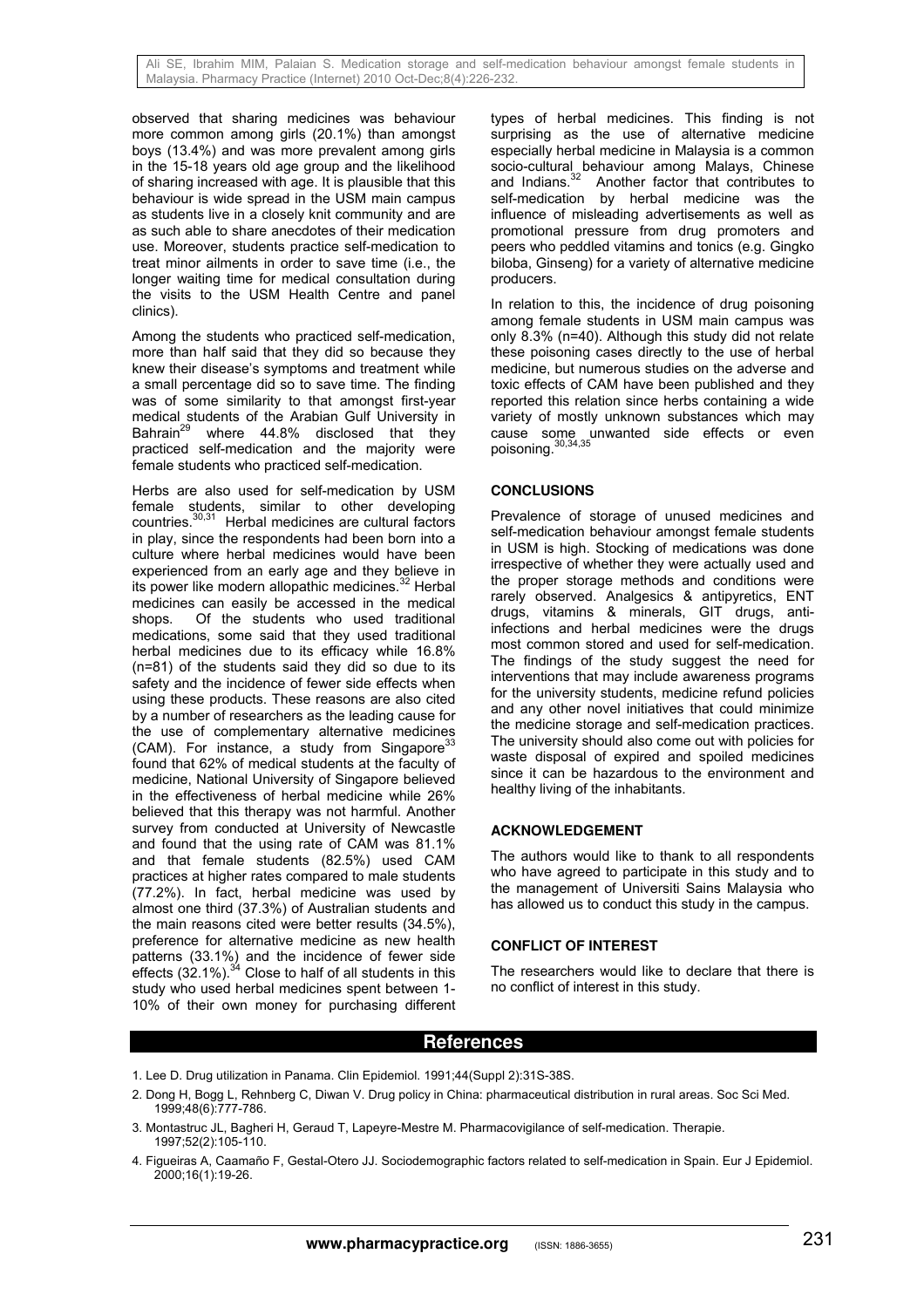observed that sharing medicines was behaviour more common among girls (20.1%) than amongst boys (13.4%) and was more prevalent among girls in the 15-18 years old age group and the likelihood of sharing increased with age. It is plausible that this behaviour is wide spread in the USM main campus as students live in a closely knit community and are as such able to share anecdotes of their medication use. Moreover, students practice self-medication to treat minor ailments in order to save time (i.e., the longer waiting time for medical consultation during the visits to the USM Health Centre and panel clinics).

Among the students who practiced self-medication, more than half said that they did so because they knew their disease's symptoms and treatment while a small percentage did so to save time. The finding was of some similarity to that amongst first-year medical students of the Arabian Gulf University in Bahrain[29] where 44.8% disclosed that they practiced self-medication and the majority were female students who practiced self-medication.

Herbs are also used for self-medication by USM female students, similar to other developing countries.[30,31] Herbal medicines are cultural factors in play, since the respondents had been born into a culture where herbal medicines would have been experienced from an early age and they believe in its power like modern allopathic medicines.[32] Herbal medicines can easily be accessed in the medical shops. Of the students who used traditional medications, some said that they used traditional herbal medicines due to its efficacy while 16.8% (n=81) of the students said they did so due to its safety and the incidence of fewer side effects when using these products. These reasons are also cited by a number of researchers as the leading cause for the use of complementary alternative medicines (CAM). For instance, a study from Singapore[33] found that 62% of medical students at the faculty of medicine, National University of Singapore believed in the effectiveness of herbal medicine while 26% believed that this therapy was not harmful. Another survey from conducted at University of Newcastle and found that the using rate of CAM was 81.1% and that female students (82.5%) used CAM practices at higher rates compared to male students (77.2%). In fact, herbal medicine was used by almost one third (37.3%) of Australian students and the main reasons cited were better results (34.5%), preference for alternative medicine as new health patterns (33.1%) and the incidence of fewer side effects (32.1%).[34] Close to half of all students in this study who used herbal medicines spent between 1-10% of their own money for purchasing different types of herbal medicines. This finding is not surprising as the use of alternative medicine especially herbal medicine in Malaysia is a common socio-cultural behaviour among Malays, Chinese and Indians.[32] Another factor that contributes to self-medication by herbal medicine was the influence of misleading advertisements as well as promotional pressure from drug promoters and peers who peddled vitamins and tonics (e.g. Gingko biloba, Ginseng) for a variety of alternative medicine producers.

In relation to this, the incidence of drug poisoning among female students in USM main campus was only 8.3% (n=40). Although this study did not relate these poisoning cases directly to the use of herbal medicine, but numerous studies on the adverse and toxic effects of CAM have been published and they reported this relation since herbs containing a wide variety of mostly unknown substances which may cause some unwanted side effects or even poisoning.[30,34,35]

## CONCLUSIONS

Prevalence of storage of unused medicines and self-medication behaviour amongst female students in USM is high. Stocking of medications was done irrespective of whether they were actually used and the proper storage methods and conditions were rarely observed. Analgesics & antipyretics, ENT drugs, vitamins & minerals, GIT drugs, anti-infections and herbal medicines were the drugs most common stored and used for self-medication. The findings of the study suggest the need for interventions that may include awareness programs for the university students, medicine refund policies and any other novel initiatives that could minimize the medicine storage and self-medication practices. The university should also come out with policies for waste disposal of expired and spoiled medicines since it can be hazardous to the environment and healthy living of the inhabitants.

## ACKNOWLEDGEMENT

The authors would like to thank to all respondents who have agreed to participate in this study and to the management of Universiti Sains Malaysia who has allowed us to conduct this study in the campus.

## CONFLICT OF INTEREST

The researchers would like to declare that there is no conflict of interest in this study.

## References

1. Lee D. Drug utilization in Panama. Clin Epidemiol. 1991;44(Suppl 2):31S-38S.
2. Dong H, Bogg L, Rehnberg C, Diwan V. Drug policy in China: pharmaceutical distribution in rural areas. Soc Sci Med. 1999;48(6):777-786.
3. Montastruc JL, Bagheri H, Geraud T, Lapeyre-Mestre M. Pharmacovigilance of self-medication. Therapie. 1997;52(2):105-110.
4. Figueiras A, Caamaño F, Gestal-Otero JJ. Sociodemographic factors related to self-medication in Spain. Eur J Epidemiol. 2000;16(1):19-26.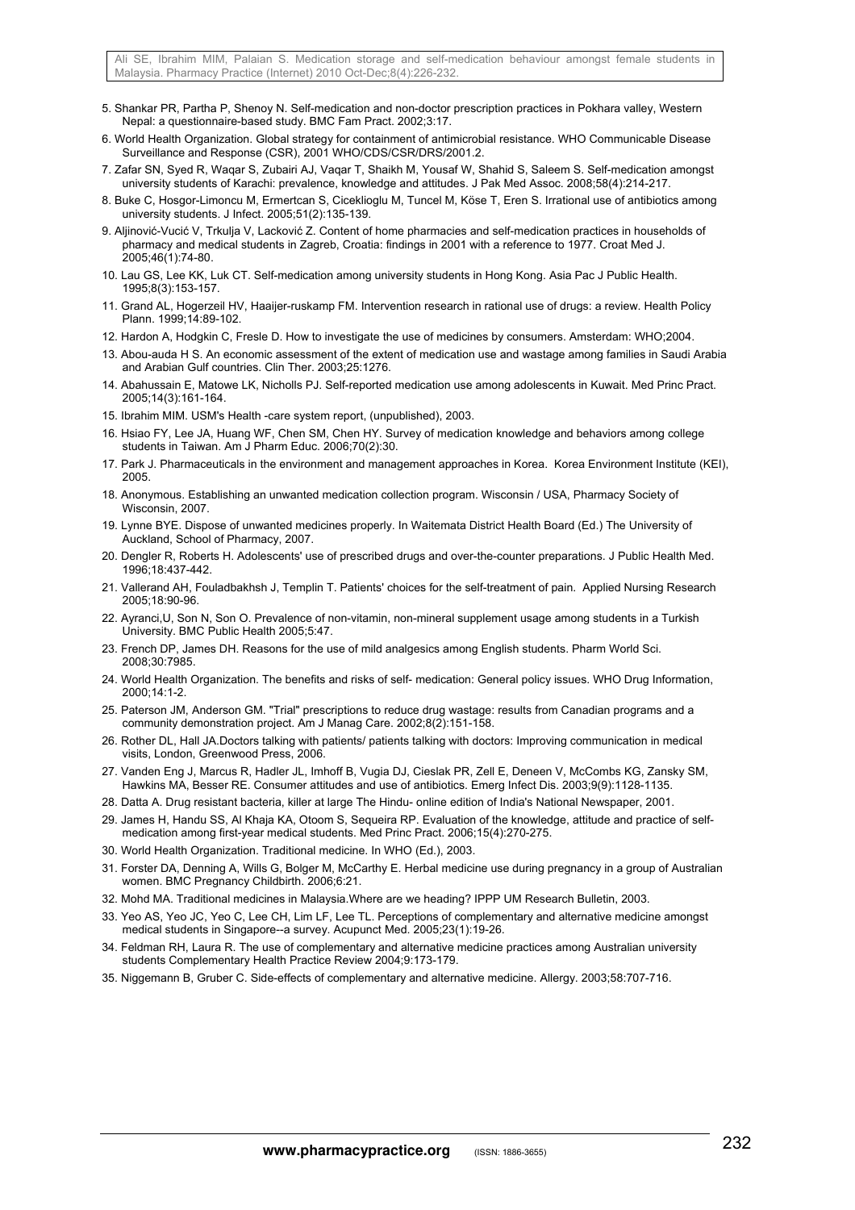5. Shankar PR, Partha P, Shenoy N. Self-medication and non-doctor prescription practices in Pokhara valley, Western Nepal: a questionnaire-based study. BMC Fam Pract. 2002;3:17.
6. World Health Organization. Global strategy for containment of antimicrobial resistance. WHO Communicable Disease Surveillance and Response (CSR), 2001 WHO/CDS/CSR/DRS/2001.2.
7. Zafar SN, Syed R, Waqar S, Zubairi AJ, Vaqar T, Shaikh M, Yousaf W, Shahid S, Saleem S. Self-medication amongst university students of Karachi: prevalence, knowledge and attitudes. J Pak Med Assoc. 2008;58(4):214-217.
8. Buke C, Hosgor-Limoncu M, Ermertcan S, Ciceklioglu M, Tuncel M, Köse T, Eren S. Irrational use of antibiotics among university students. J Infect. 2005;51(2):135-139.
9. Aljinović-Vucić V, Trkulja V, Lacković Z. Content of home pharmacies and self-medication practices in households of pharmacy and medical students in Zagreb, Croatia: findings in 2001 with a reference to 1977. Croat Med J. 2005;46(1):74-80.
10. Lau GS, Lee KK, Luk CT. Self-medication among university students in Hong Kong. Asia Pac J Public Health. 1995;8(3):153-157.
11. Grand AL, Hogerzeil HV, Haaijer-ruskamp FM. Intervention research in rational use of drugs: a review. Health Policy Plann. 1999;14:89-102.
12. Hardon A, Hodgkin C, Fresle D. How to investigate the use of medicines by consumers. Amsterdam: WHO;2004.
13. Abou-auda H S. An economic assessment of the extent of medication use and wastage among families in Saudi Arabia and Arabian Gulf countries. Clin Ther. 2003;25:1276.
14. Abahussain E, Matowe LK, Nicholls PJ. Self-reported medication use among adolescents in Kuwait. Med Princ Pract. 2005;14(3):161-164.
15. Ibrahim MIM. USM's Health -care system report, (unpublished), 2003.
16. Hsiao FY, Lee JA, Huang WF, Chen SM, Chen HY. Survey of medication knowledge and behaviors among college students in Taiwan. Am J Pharm Educ. 2006;70(2):30.
17. Park J. Pharmaceuticals in the environment and management approaches in Korea. Korea Environment Institute (KEI), 2005.
18. Anonymous. Establishing an unwanted medication collection program. Wisconsin / USA, Pharmacy Society of Wisconsin, 2007.
19. Lynne BYE. Dispose of unwanted medicines properly. In Waitemata District Health Board (Ed.) The University of Auckland, School of Pharmacy, 2007.
20. Dengler R, Roberts H. Adolescents' use of prescribed drugs and over-the-counter preparations. J Public Health Med. 1996;18:437-442.
21. Vallerand AH, Fouladbakhsh J, Templin T. Patients' choices for the self-treatment of pain. Applied Nursing Research 2005;18:90-96.
22. Ayranci,U, Son N, Son O. Prevalence of non-vitamin, non-mineral supplement usage among students in a Turkish University. BMC Public Health 2005;5:47.
23. French DP, James DH. Reasons for the use of mild analgesics among English students. Pharm World Sci. 2008;30:7985.
24. World Health Organization. The benefits and risks of self- medication: General policy issues. WHO Drug Information, 2000;14:1-2.
25. Paterson JM, Anderson GM. "Trial" prescriptions to reduce drug wastage: results from Canadian programs and a community demonstration project. Am J Manag Care. 2002;8(2):151-158.
26. Rother DL, Hall JA.Doctors talking with patients/ patients talking with doctors: Improving communication in medical visits, London, Greenwood Press, 2006.
27. Vanden Eng J, Marcus R, Hadler JL, Imhoff B, Vugia DJ, Cieslak PR, Zell E, Deneen V, McCombs KG, Zansky SM, Hawkins MA, Besser RE. Consumer attitudes and use of antibiotics. Emerg Infect Dis. 2003;9(9):1128-1135.
28. Datta A. Drug resistant bacteria, killer at large The Hindu- online edition of India's National Newspaper, 2001.
29. James H, Handu SS, Al Khaja KA, Otoom S, Sequeira RP. Evaluation of the knowledge, attitude and practice of self-medication among first-year medical students. Med Princ Pract. 2006;15(4):270-275.
30. World Health Organization. Traditional medicine. In WHO (Ed.), 2003.
31. Forster DA, Denning A, Wills G, Bolger M, McCarthy E. Herbal medicine use during pregnancy in a group of Australian women. BMC Pregnancy Childbirth. 2006;6:21.
32. Mohd MA. Traditional medicines in Malaysia.Where are we heading? IPPP UM Research Bulletin, 2003.
33. Yeo AS, Yeo JC, Yeo C, Lee CH, Lim LF, Lee TL. Perceptions of complementary and alternative medicine amongst medical students in Singapore--a survey. Acupunct Med. 2005;23(1):19-26.
34. Feldman RH, Laura R. The use of complementary and alternative medicine practices among Australian university students Complementary Health Practice Review 2004;9:173-179.
35. Niggemann B, Gruber C. Side-effects of complementary and alternative medicine. Allergy. 2003;58:707-716.